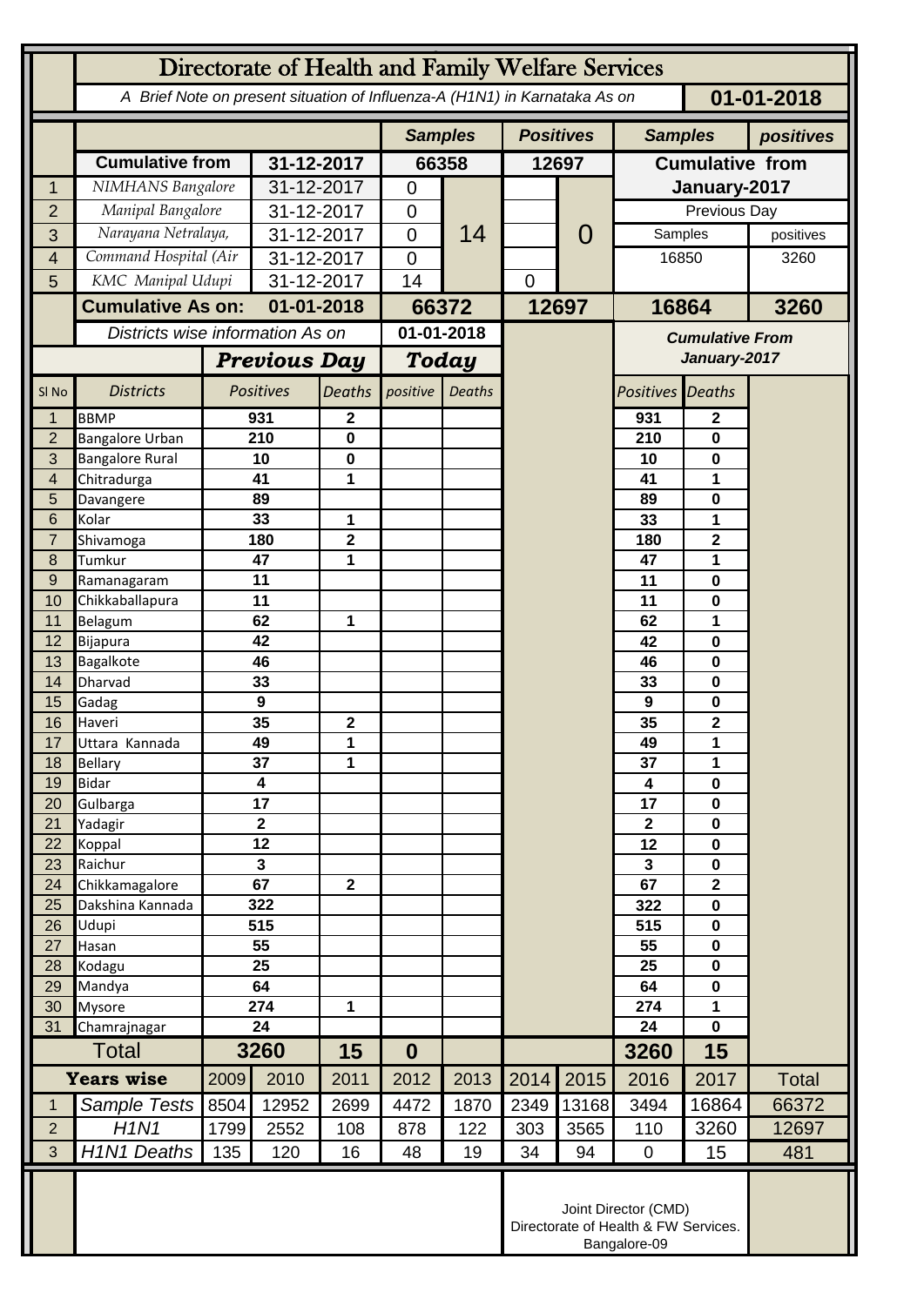# Directorate of Health and Family Welfare Services

*A Brief Note on present situation of Influenza-A (H1N1) in Karnataka As on* **01-01-2018**

| | | | Samples | | Positives | | Samples | positives |
|---|---|---|---|---|---|---|---|---|
| | **Cumulative from** | **31-12-2017** | **66358** | | **12697** | | **Cumulative from January-2017** | |
| 1 | NIMHANS Bangalore | 31-12-2017 | 0 | 14 | | 0 | | |
| 2 | Manipal Bangalore | 31-12-2017 | 0 | | | | Previous Day | |
| 3 | Narayana Netralaya, | 31-12-2017 | 0 | | | | Samples | positives |
| 4 | Command Hospital (Air | 31-12-2017 | 0 | | | | 16850 | 3260 |
| 5 | KMC Manipal Udupi | 31-12-2017 | 14 | | 0 | | | |
| | **Cumulative As on:** | **01-01-2018** | **66372** | | **12697** | | **16864** | **3260** |

*Districts wise information As on* **01-01-2018**

| Sl No | Districts | Previous Day Positives | Previous Day Deaths | Today positive | Today Deaths | Cumulative From January-2017 Positives | Cumulative From January-2017 Deaths |
|---|---|---|---|---|---|---|---|
| 1 | BBMP | 931 | 2 | | | 931 | 2 |
| 2 | Bangalore Urban | 210 | 0 | | | 210 | 0 |
| 3 | Bangalore Rural | 10 | 0 | | | 10 | 0 |
| 4 | Chitradurga | 41 | 1 | | | 41 | 1 |
| 5 | Davangere | 89 | | | | 89 | 0 |
| 6 | Kolar | 33 | 1 | | | 33 | 1 |
| 7 | Shivamoga | 180 | 2 | | | 180 | 2 |
| 8 | Tumkur | 47 | 1 | | | 47 | 1 |
| 9 | Ramanagaram | 11 | | | | 11 | 0 |
| 10 | Chikkaballapura | 11 | | | | 11 | 0 |
| 11 | Belagum | 62 | 1 | | | 62 | 1 |
| 12 | Bijapura | 42 | | | | 42 | 0 |
| 13 | Bagalkote | 46 | | | | 46 | 0 |
| 14 | Dharvad | 33 | | | | 33 | 0 |
| 15 | Gadag | 9 | | | | 9 | 0 |
| 16 | Haveri | 35 | 2 | | | 35 | 2 |
| 17 | Uttara Kannada | 49 | 1 | | | 49 | 1 |
| 18 | Bellary | 37 | 1 | | | 37 | 1 |
| 19 | Bidar | 4 | | | | 4 | 0 |
| 20 | Gulbarga | 17 | | | | 17 | 0 |
| 21 | Yadagir | 2 | | | | 2 | 0 |
| 22 | Koppal | 12 | | | | 12 | 0 |
| 23 | Raichur | 3 | | | | 3 | 0 |
| 24 | Chikkamagalore | 67 | 2 | | | 67 | 2 |
| 25 | Dakshina Kannada | 322 | | | | 322 | 0 |
| 26 | Udupi | 515 | | | | 515 | 0 |
| 27 | Hasan | 55 | | | | 55 | 0 |
| 28 | Kodagu | 25 | | | | 25 | 0 |
| 29 | Mandya | 64 | | | | 64 | 0 |
| 30 | Mysore | 274 | 1 | | | 274 | 1 |
| 31 | Chamrajnagar | 24 | | | | 24 | 0 |
| | **Total** | **3260** | **15** | **0** | | **3260** | **15** |

| Years wise | | 2009 | 2010 | 2011 | 2012 | 2013 | 2014 | 2015 | 2016 | 2017 | Total |
|---|---|---|---|---|---|---|---|---|---|---|---|
| 1 | Sample Tests | 8504 | 12952 | 2699 | 4472 | 1870 | 2349 | 13168 | 3494 | 16864 | 66372 |
| 2 | H1N1 | 1799 | 2552 | 108 | 878 | 122 | 303 | 3565 | 110 | 3260 | 12697 |
| 3 | H1N1 Deaths | 135 | 120 | 16 | 48 | 19 | 34 | 94 | 0 | 15 | 481 |

Joint Director (CMD)
Directorate of Health & FW Services.
Bangalore-09